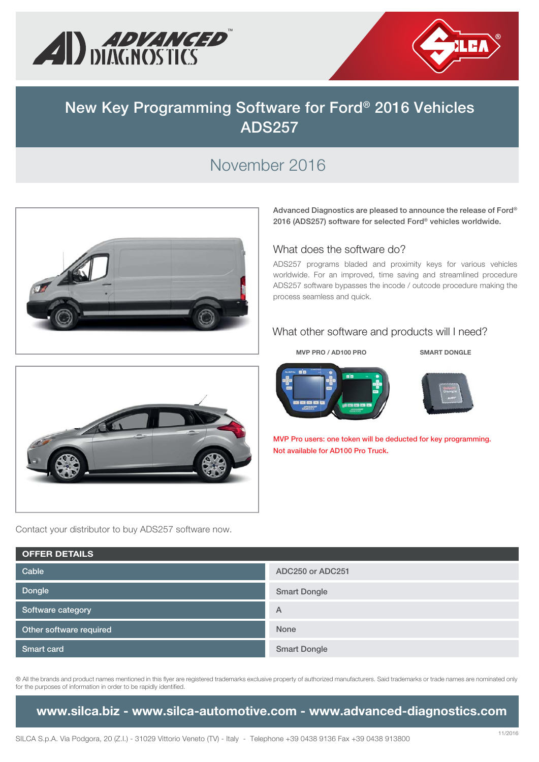# New Key Programming Software for Ford® 2016 Vehicles ADS257

## November 2016

**Advanced Diagnostics are pleased to announce the release of Ford® 2016 (ADS257) software for selected Ford® vehicles worldwide.**

### What does the software do?

ADS257 programs bladed and proximity keys for various vehicles worldwide. For an improved, time saving and streamlined procedure ADS257 software bypasses the incode / outcode procedure making the process seamless and quick.

### What other software and products will I need?

**MVP PRO / AD100 PRO**

**SMART DONGLE**

MVP Pro users: one token will be deducted for key programming.
Not available for AD100 Pro Truck.

Contact your distributor to buy ADS257 software now.

| OFFER DETAILS | |
|---|---|
| Cable | ADC250 or ADC251 |
| Dongle | Smart Dongle |
| Software category | A |
| Other software required | None |
| Smart card | Smart Dongle |

® All the brands and product names mentioned in this flyer are registered trademarks exclusive property of authorized manufacturers. Said trademarks or trade names are nominated only for the purposes of information in order to be rapidly identified.

**www.silca.biz - www.silca-automotive.com - www.advanced-diagnostics.com**

SILCA S.p.A. Via Podgora, 20 (Z.I.) - 31029 Vittorio Veneto (TV) - Italy - Telephone +39 0438 9136 Fax +39 0438 913800

11/2016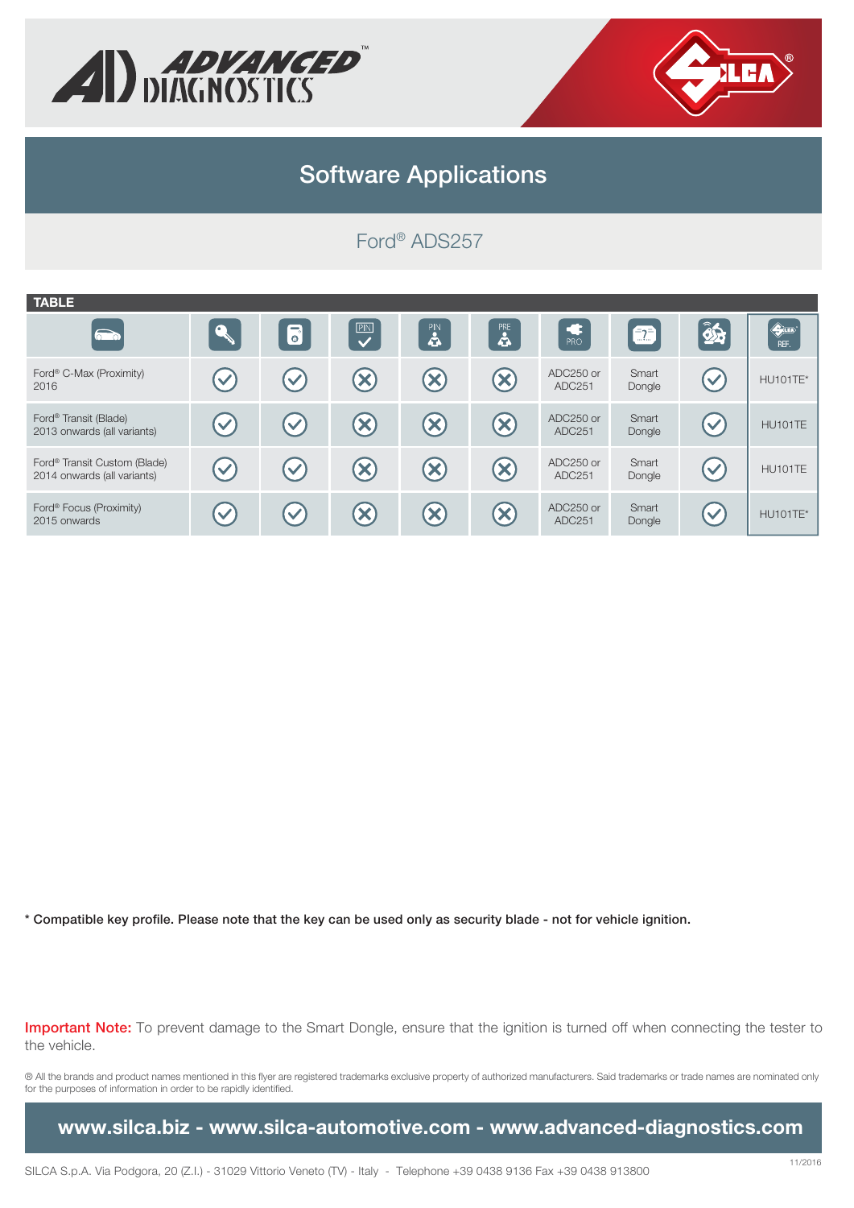## Software Applications

Ford® ADS257

**TABLE**

| | | | | | | | | | |
|---|---|---|---|---|---|---|---|---|---|
| Ford® C-Max (Proximity) 2016 | ✓ | ✓ | ✗ | ✗ | ✗ | ADC250 or ADC251 | Smart Dongle | ✓ | HU101TE* |
| Ford® Transit (Blade) 2013 onwards (all variants) | ✓ | ✓ | ✗ | ✗ | ✗ | ADC250 or ADC251 | Smart Dongle | ✓ | HU101TE |
| Ford® Transit Custom (Blade) 2014 onwards (all variants) | ✓ | ✓ | ✗ | ✗ | ✗ | ADC250 or ADC251 | Smart Dongle | ✓ | HU101TE |
| Ford® Focus (Proximity) 2015 onwards | ✓ | ✓ | ✗ | ✗ | ✗ | ADC250 or ADC251 | Smart Dongle | ✓ | HU101TE* |

**\* Compatible key profile. Please note that the key can be used only as security blade - not for vehicle ignition.**

**Important Note:** To prevent damage to the Smart Dongle, ensure that the ignition is turned off when connecting the tester to the vehicle.

® All the brands and product names mentioned in this flyer are registered trademarks exclusive property of authorized manufacturers. Said trademarks or trade names are nominated only for the purposes of information in order to be rapidly identified.

**www.silca.biz - www.silca-automotive.com - www.advanced-diagnostics.com**

SILCA S.p.A. Via Podgora, 20 (Z.I.) - 31029 Vittorio Veneto (TV) - Italy - Telephone +39 0438 9136 Fax +39 0438 913800

11/2016